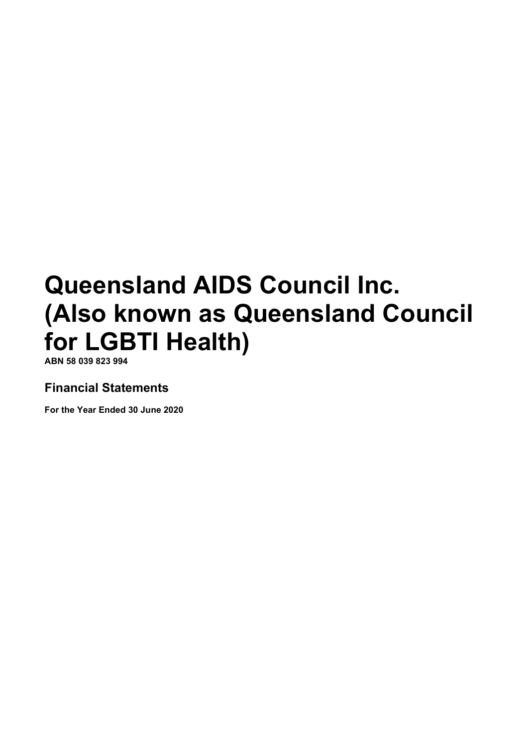# Queensland AIDS Council Inc. (Also known as Queensland Council for LGBTI Health)

**ABN 58 039 823 994**

## Financial Statements

**For the Year Ended 30 June 2020**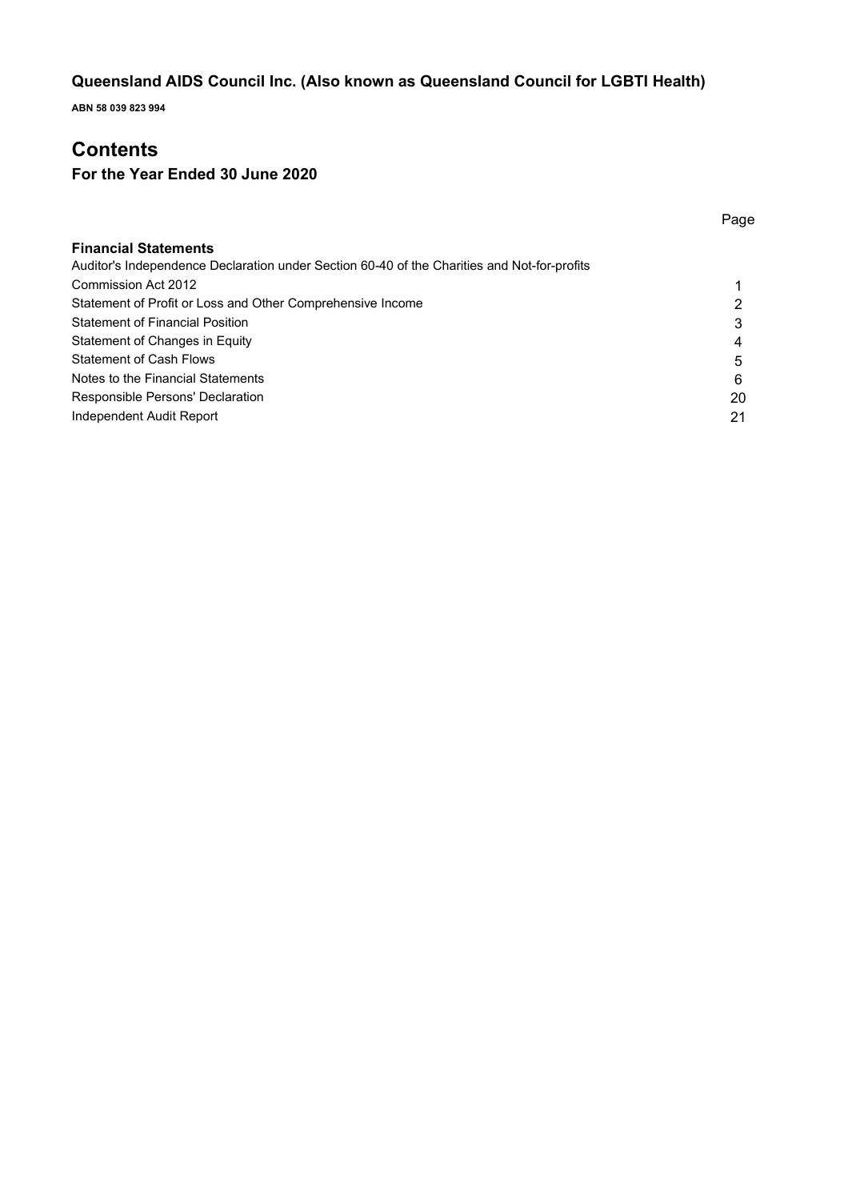**Queensland AIDS Council Inc. (Also known as Queensland Council for LGBTI Health)**

**ABN 58 039 823 994**

# Contents

## For the Year Ended 30 June 2020

| | Page |
|---|---|
| **Financial Statements** | |
| Auditor's Independence Declaration under Section 60-40 of the Charities and Not-for-profits Commission Act 2012 | 1 |
| Statement of Profit or Loss and Other Comprehensive Income | 2 |
| Statement of Financial Position | 3 |
| Statement of Changes in Equity | 4 |
| Statement of Cash Flows | 5 |
| Notes to the Financial Statements | 6 |
| Responsible Persons' Declaration | 20 |
| Independent Audit Report | 21 |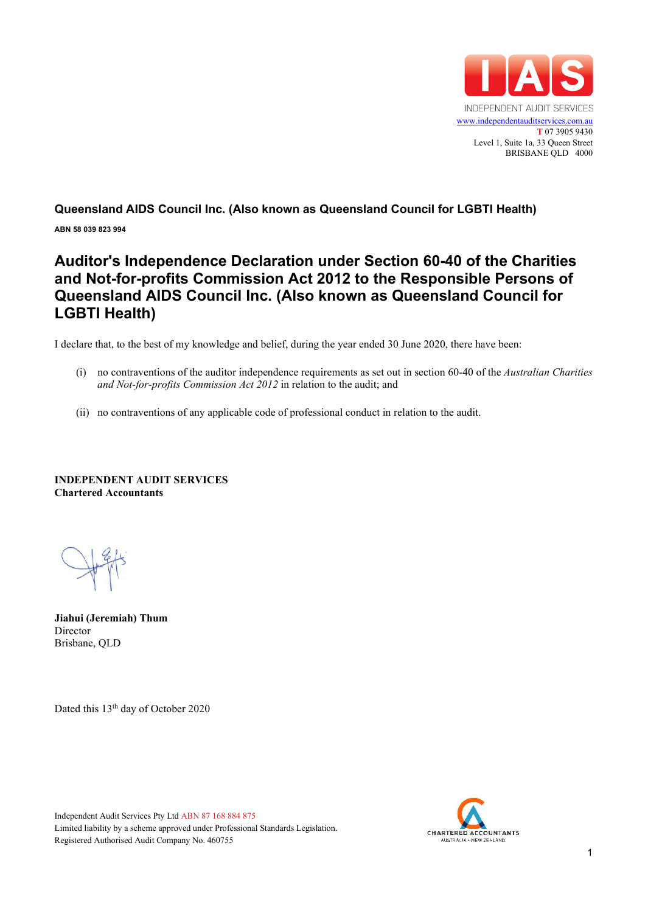INDEPENDENT AUDIT SERVICES
www.independentauditservices.com.au
T 07 3905 9430
Level 1, Suite 1a, 33 Queen Street
BRISBANE QLD 4000

**Queensland AIDS Council Inc. (Also known as Queensland Council for LGBTI Health)**

**ABN 58 039 823 994**

# Auditor's Independence Declaration under Section 60-40 of the Charities and Not-for-profits Commission Act 2012 to the Responsible Persons of Queensland AIDS Council Inc. (Also known as Queensland Council for LGBTI Health)

I declare that, to the best of my knowledge and belief, during the year ended 30 June 2020, there have been:

(i) no contraventions of the auditor independence requirements as set out in section 60-40 of the *Australian Charities and Not-for-profits Commission Act 2012* in relation to the audit; and

(ii) no contraventions of any applicable code of professional conduct in relation to the audit.

**INDEPENDENT AUDIT SERVICES**
**Chartered Accountants**

**Jiahui (Jeremiah) Thum**
Director
Brisbane, QLD

Dated this 13th day of October 2020

Independent Audit Services Pty Ltd ABN 87 168 884 875
Limited liability by a scheme approved under Professional Standards Legislation.
Registered Authorised Audit Company No. 460755

CHARTERED ACCOUNTANTS
AUSTRALIA + NEW ZEALAND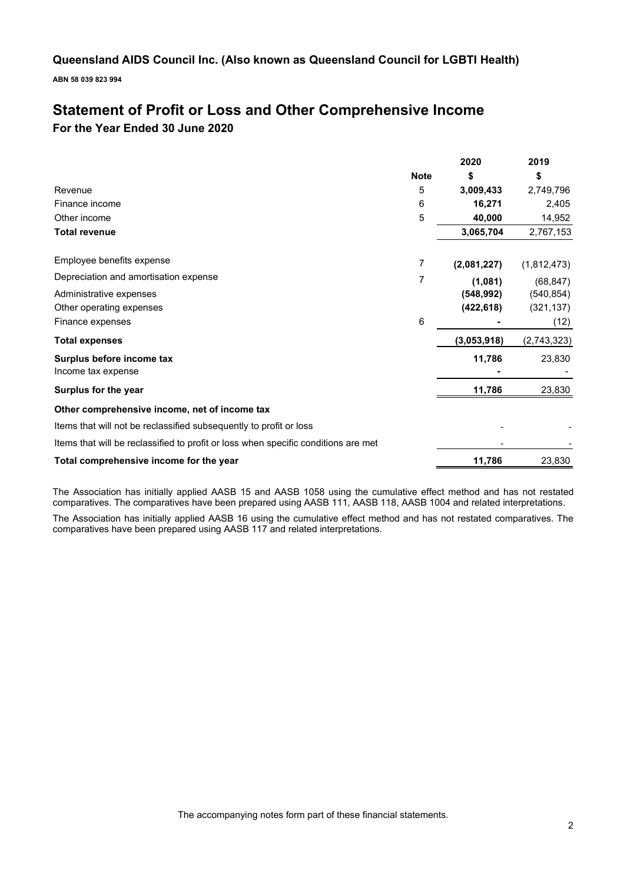**Queensland AIDS Council Inc. (Also known as Queensland Council for LGBTI Health)**

**ABN 58 039 823 994**

# Statement of Profit or Loss and Other Comprehensive Income

## For the Year Ended 30 June 2020

| | Note | 2020 $ | 2019 $ |
|---|---|---|---|
| Revenue | 5 | **3,009,433** | 2,749,796 |
| Finance income | 6 | **16,271** | 2,405 |
| Other income | 5 | **40,000** | 14,952 |
| **Total revenue** | | **3,065,704** | 2,767,153 |
| Employee benefits expense | 7 | **(2,081,227)** | (1,812,473) |
| Depreciation and amortisation expense | 7 | **(1,081)** | (68,847) |
| Administrative expenses | | **(548,992)** | (540,854) |
| Other operating expenses | | **(422,618)** | (321,137) |
| Finance expenses | 6 | **-** | (12) |
| **Total expenses** | | **(3,053,918)** | (2,743,323) |
| **Surplus before income tax** | | **11,786** | 23,830 |
| Income tax expense | | **-** | - |
| **Surplus for the year** | | **11,786** | 23,830 |
| **Other comprehensive income, net of income tax** | | | |
| Items that will not be reclassified subsequently to profit or loss | | - | - |
| Items that will be reclassified to profit or loss when specific conditions are met | | - | - |
| **Total comprehensive income for the year** | | **11,786** | 23,830 |

The Association has initially applied AASB 15 and AASB 1058 using the cumulative effect method and has not restated comparatives. The comparatives have been prepared using AASB 111, AASB 118, AASB 1004 and related interpretations.

The Association has initially applied AASB 16 using the cumulative effect method and has not restated comparatives. The comparatives have been prepared using AASB 117 and related interpretations.

The accompanying notes form part of these financial statements.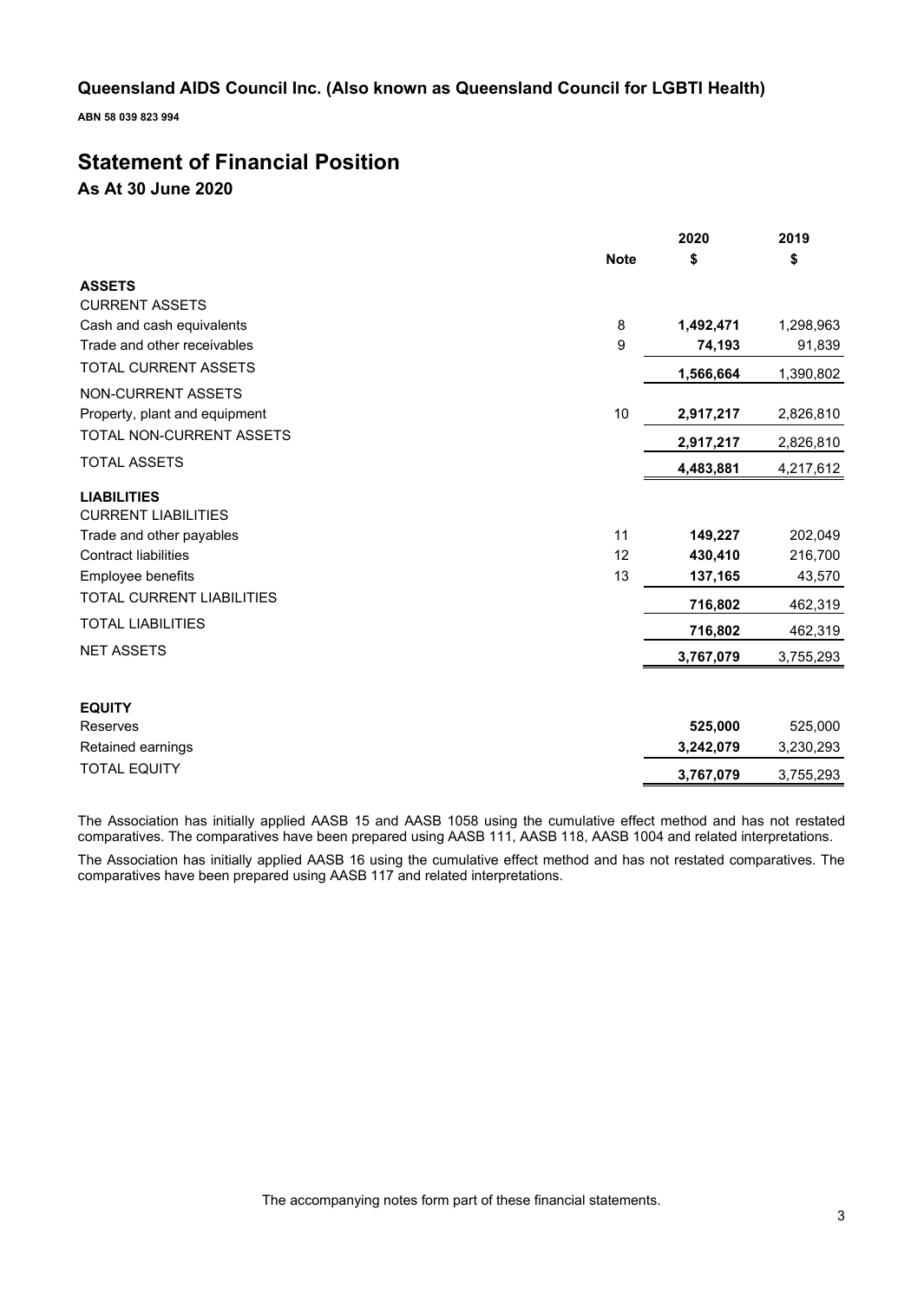## Queensland AIDS Council Inc. (Also known as Queensland Council for LGBTI Health)

**ABN 58 039 823 994**

# Statement of Financial Position

## As At 30 June 2020

| | Note | 2020<br>$ | 2019<br>$ |
|---|---|---|---|
| **ASSETS** | | | |
| CURRENT ASSETS | | | |
| Cash and cash equivalents | 8 | **1,492,471** | 1,298,963 |
| Trade and other receivables | 9 | **74,193** | 91,839 |
| TOTAL CURRENT ASSETS | | **1,566,664** | 1,390,802 |
| NON-CURRENT ASSETS | | | |
| Property, plant and equipment | 10 | **2,917,217** | 2,826,810 |
| TOTAL NON-CURRENT ASSETS | | **2,917,217** | 2,826,810 |
| TOTAL ASSETS | | **4,483,881** | 4,217,612 |
| **LIABILITIES** | | | |
| CURRENT LIABILITIES | | | |
| Trade and other payables | 11 | **149,227** | 202,049 |
| Contract liabilities | 12 | **430,410** | 216,700 |
| Employee benefits | 13 | **137,165** | 43,570 |
| TOTAL CURRENT LIABILITIES | | **716,802** | 462,319 |
| TOTAL LIABILITIES | | **716,802** | 462,319 |
| NET ASSETS | | **3,767,079** | 3,755,293 |
| | | | |
| **EQUITY** | | | |
| Reserves | | **525,000** | 525,000 |
| Retained earnings | | **3,242,079** | 3,230,293 |
| TOTAL EQUITY | | **3,767,079** | 3,755,293 |

The Association has initially applied AASB 15 and AASB 1058 using the cumulative effect method and has not restated comparatives. The comparatives have been prepared using AASB 111, AASB 118, AASB 1004 and related interpretations.

The Association has initially applied AASB 16 using the cumulative effect method and has not restated comparatives. The comparatives have been prepared using AASB 117 and related interpretations.

The accompanying notes form part of these financial statements.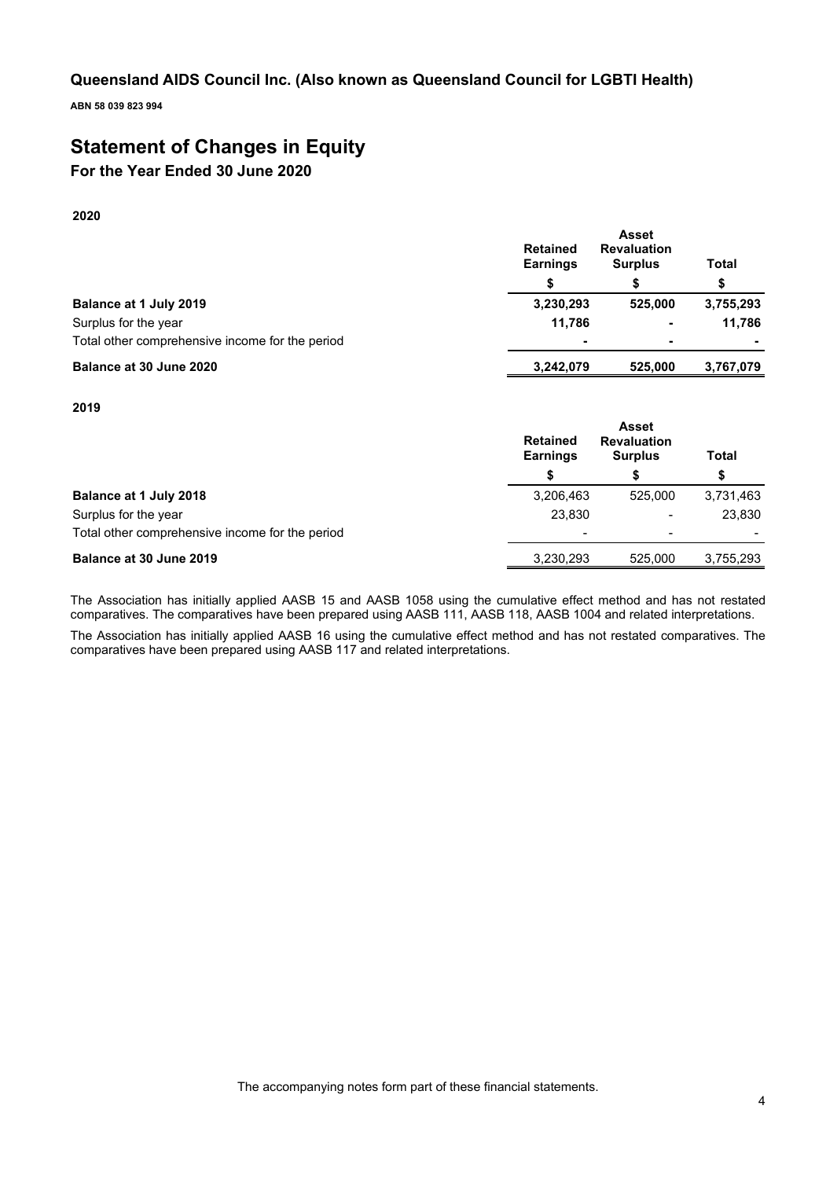## Queensland AIDS Council Inc. (Also known as Queensland Council for LGBTI Health)

**ABN 58 039 823 994**

# Statement of Changes in Equity

## For the Year Ended 30 June 2020

**2020**

| | Retained Earnings | Asset Revaluation Surplus | Total |
|---|---|---|---|
| | $ | $ | $ |
| **Balance at 1 July 2019** | **3,230,293** | **525,000** | **3,755,293** |
| Surplus for the year | **11,786** | **-** | **11,786** |
| Total other comprehensive income for the period | **-** | **-** | **-** |
| **Balance at 30 June 2020** | **3,242,079** | **525,000** | **3,767,079** |

**2019**

| | Retained Earnings | Asset Revaluation Surplus | Total |
|---|---|---|---|
| | $ | $ | $ |
| **Balance at 1 July 2018** | 3,206,463 | 525,000 | 3,731,463 |
| Surplus for the year | 23,830 | - | 23,830 |
| Total other comprehensive income for the period | - | - | - |
| **Balance at 30 June 2019** | 3,230,293 | 525,000 | 3,755,293 |

The Association has initially applied AASB 15 and AASB 1058 using the cumulative effect method and has not restated comparatives. The comparatives have been prepared using AASB 111, AASB 118, AASB 1004 and related interpretations.

The Association has initially applied AASB 16 using the cumulative effect method and has not restated comparatives. The comparatives have been prepared using AASB 117 and related interpretations.

The accompanying notes form part of these financial statements.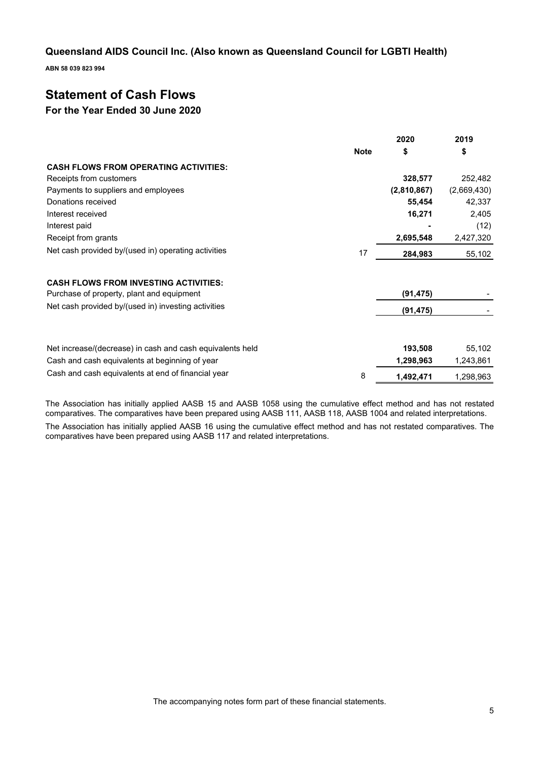**Queensland AIDS Council Inc. (Also known as Queensland Council for LGBTI Health)**

**ABN 58 039 823 994**

# Statement of Cash Flows

## For the Year Ended 30 June 2020

| | Note | 2020 $ | 2019 $ |
|---|---|---|---|
| **CASH FLOWS FROM OPERATING ACTIVITIES:** | | | |
| Receipts from customers | | **328,577** | 252,482 |
| Payments to suppliers and employees | | **(2,810,867)** | (2,669,430) |
| Donations received | | **55,454** | 42,337 |
| Interest received | | **16,271** | 2,405 |
| Interest paid | | **-** | (12) |
| Receipt from grants | | **2,695,548** | 2,427,320 |
| Net cash provided by/(used in) operating activities | 17 | **284,983** | 55,102 |
| **CASH FLOWS FROM INVESTING ACTIVITIES:** | | | |
| Purchase of property, plant and equipment | | **(91,475)** | - |
| Net cash provided by/(used in) investing activities | | **(91,475)** | - |
| Net increase/(decrease) in cash and cash equivalents held | | **193,508** | 55,102 |
| Cash and cash equivalents at beginning of year | | **1,298,963** | 1,243,861 |
| Cash and cash equivalents at end of financial year | 8 | **1,492,471** | 1,298,963 |

The Association has initially applied AASB 15 and AASB 1058 using the cumulative effect method and has not restated comparatives. The comparatives have been prepared using AASB 111, AASB 118, AASB 1004 and related interpretations.

The Association has initially applied AASB 16 using the cumulative effect method and has not restated comparatives. The comparatives have been prepared using AASB 117 and related interpretations.

The accompanying notes form part of these financial statements.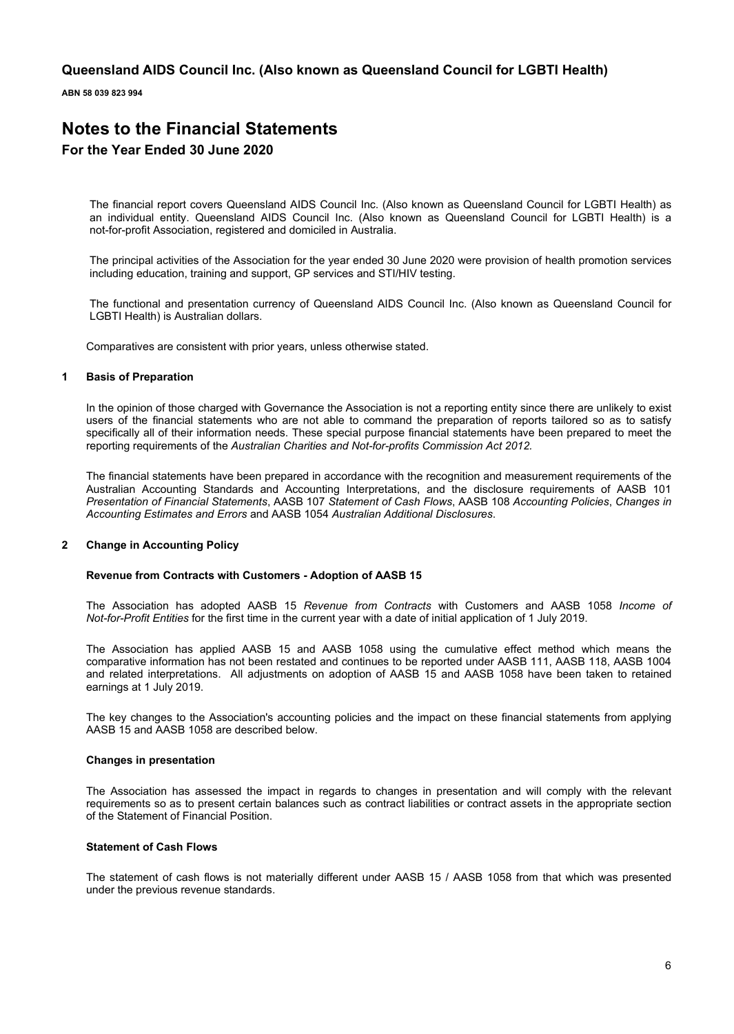# Notes to the Financial Statements

## For the Year Ended 30 June 2020

The financial report covers Queensland AIDS Council Inc. (Also known as Queensland Council for LGBTI Health) as an individual entity. Queensland AIDS Council Inc. (Also known as Queensland Council for LGBTI Health) is a not-for-profit Association, registered and domiciled in Australia.

The principal activities of the Association for the year ended 30 June 2020 were provision of health promotion services including education, training and support, GP services and STI/HIV testing.

The functional and presentation currency of Queensland AIDS Council Inc. (Also known as Queensland Council for LGBTI Health) is Australian dollars.

Comparatives are consistent with prior years, unless otherwise stated.

### 1 Basis of Preparation

In the opinion of those charged with Governance the Association is not a reporting entity since there are unlikely to exist users of the financial statements who are not able to command the preparation of reports tailored so as to satisfy specifically all of their information needs. These special purpose financial statements have been prepared to meet the reporting requirements of the *Australian Charities and Not-for-profits Commission Act 2012.*

The financial statements have been prepared in accordance with the recognition and measurement requirements of the Australian Accounting Standards and Accounting Interpretations, and the disclosure requirements of AASB 101 *Presentation of Financial Statements*, AASB 107 *Statement of Cash Flows*, AASB 108 *Accounting Policies*, *Changes in Accounting Estimates and Errors* and AASB 1054 *Australian Additional Disclosures*.

### 2 Change in Accounting Policy

**Revenue from Contracts with Customers - Adoption of AASB 15**

The Association has adopted AASB 15 *Revenue from Contracts* with Customers and AASB 1058 *Income of Not-for-Profit Entities* for the first time in the current year with a date of initial application of 1 July 2019.

The Association has applied AASB 15 and AASB 1058 using the cumulative effect method which means the comparative information has not been restated and continues to be reported under AASB 111, AASB 118, AASB 1004 and related interpretations. All adjustments on adoption of AASB 15 and AASB 1058 have been taken to retained earnings at 1 July 2019.

The key changes to the Association's accounting policies and the impact on these financial statements from applying AASB 15 and AASB 1058 are described below.

**Changes in presentation**

The Association has assessed the impact in regards to changes in presentation and will comply with the relevant requirements so as to present certain balances such as contract liabilities or contract assets in the appropriate section of the Statement of Financial Position.

**Statement of Cash Flows**

The statement of cash flows is not materially different under AASB 15 / AASB 1058 from that which was presented under the previous revenue standards.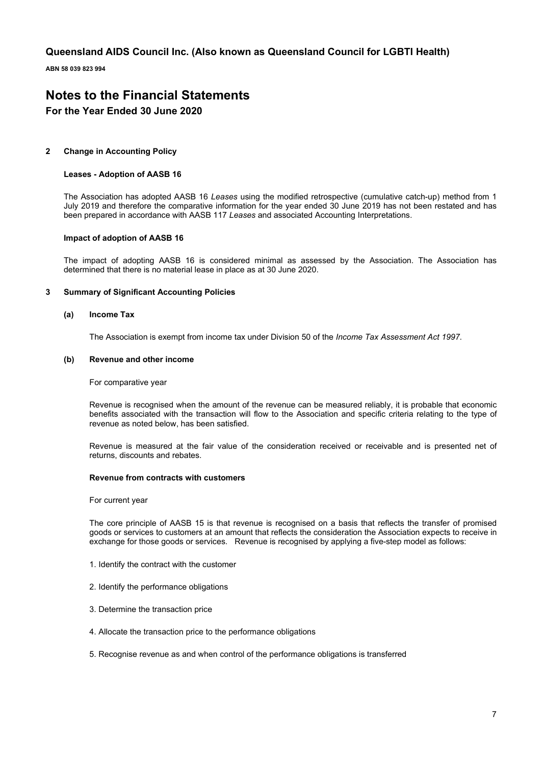## Queensland AIDS Council Inc. (Also known as Queensland Council for LGBTI Health)

**ABN 58 039 823 994**

# Notes to the Financial Statements

## For the Year Ended 30 June 2020

### 2 Change in Accounting Policy

**Leases - Adoption of AASB 16**

The Association has adopted AASB 16 *Leases* using the modified retrospective (cumulative catch-up) method from 1 July 2019 and therefore the comparative information for the year ended 30 June 2019 has not been restated and has been prepared in accordance with AASB 117 *Leases* and associated Accounting Interpretations.

**Impact of adoption of AASB 16**

The impact of adopting AASB 16 is considered minimal as assessed by the Association. The Association has determined that there is no material lease in place as at 30 June 2020.

### 3 Summary of Significant Accounting Policies

#### (a) Income Tax

The Association is exempt from income tax under Division 50 of the *Income Tax Assessment Act 1997*.

#### (b) Revenue and other income

For comparative year

Revenue is recognised when the amount of the revenue can be measured reliably, it is probable that economic benefits associated with the transaction will flow to the Association and specific criteria relating to the type of revenue as noted below, has been satisfied.

Revenue is measured at the fair value of the consideration received or receivable and is presented net of returns, discounts and rebates.

**Revenue from contracts with customers**

For current year

The core principle of AASB 15 is that revenue is recognised on a basis that reflects the transfer of promised goods or services to customers at an amount that reflects the consideration the Association expects to receive in exchange for those goods or services. Revenue is recognised by applying a five-step model as follows:

1. Identify the contract with the customer

2. Identify the performance obligations

3. Determine the transaction price

4. Allocate the transaction price to the performance obligations

5. Recognise revenue as and when control of the performance obligations is transferred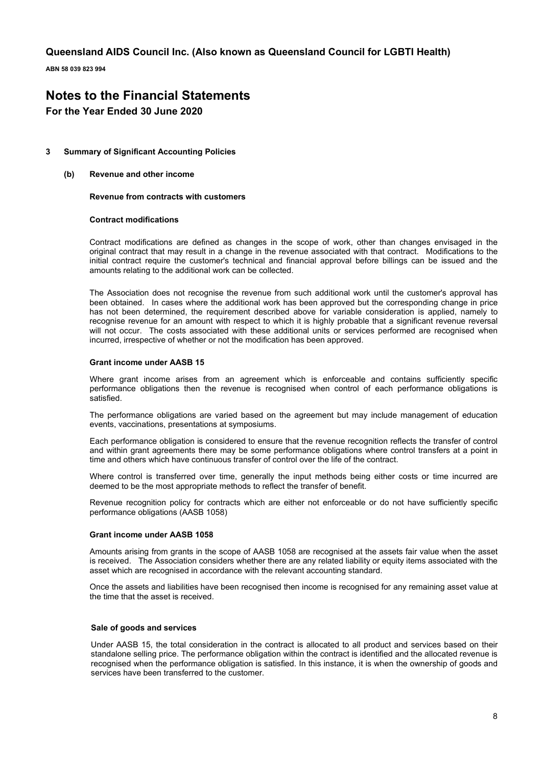## 3 Summary of Significant Accounting Policies

### (b) Revenue and other income

**Revenue from contracts with customers**

**Contract modifications**

Contract modifications are defined as changes in the scope of work, other than changes envisaged in the original contract that may result in a change in the revenue associated with that contract. Modifications to the initial contract require the customer's technical and financial approval before billings can be issued and the amounts relating to the additional work can be collected.

The Association does not recognise the revenue from such additional work until the customer's approval has been obtained. In cases where the additional work has been approved but the corresponding change in price has not been determined, the requirement described above for variable consideration is applied, namely to recognise revenue for an amount with respect to which it is highly probable that a significant revenue reversal will not occur. The costs associated with these additional units or services performed are recognised when incurred, irrespective of whether or not the modification has been approved.

**Grant income under AASB 15**

Where grant income arises from an agreement which is enforceable and contains sufficiently specific performance obligations then the revenue is recognised when control of each performance obligations is satisfied.

The performance obligations are varied based on the agreement but may include management of education events, vaccinations, presentations at symposiums.

Each performance obligation is considered to ensure that the revenue recognition reflects the transfer of control and within grant agreements there may be some performance obligations where control transfers at a point in time and others which have continuous transfer of control over the life of the contract.

Where control is transferred over time, generally the input methods being either costs or time incurred are deemed to be the most appropriate methods to reflect the transfer of benefit.

Revenue recognition policy for contracts which are either not enforceable or do not have sufficiently specific performance obligations (AASB 1058)

**Grant income under AASB 1058**

Amounts arising from grants in the scope of AASB 1058 are recognised at the assets fair value when the asset is received. The Association considers whether there are any related liability or equity items associated with the asset which are recognised in accordance with the relevant accounting standard.

Once the assets and liabilities have been recognised then income is recognised for any remaining asset value at the time that the asset is received.

**Sale of goods and services**

Under AASB 15, the total consideration in the contract is allocated to all product and services based on their standalone selling price. The performance obligation within the contract is identified and the allocated revenue is recognised when the performance obligation is satisfied. In this instance, it is when the ownership of goods and services have been transferred to the customer.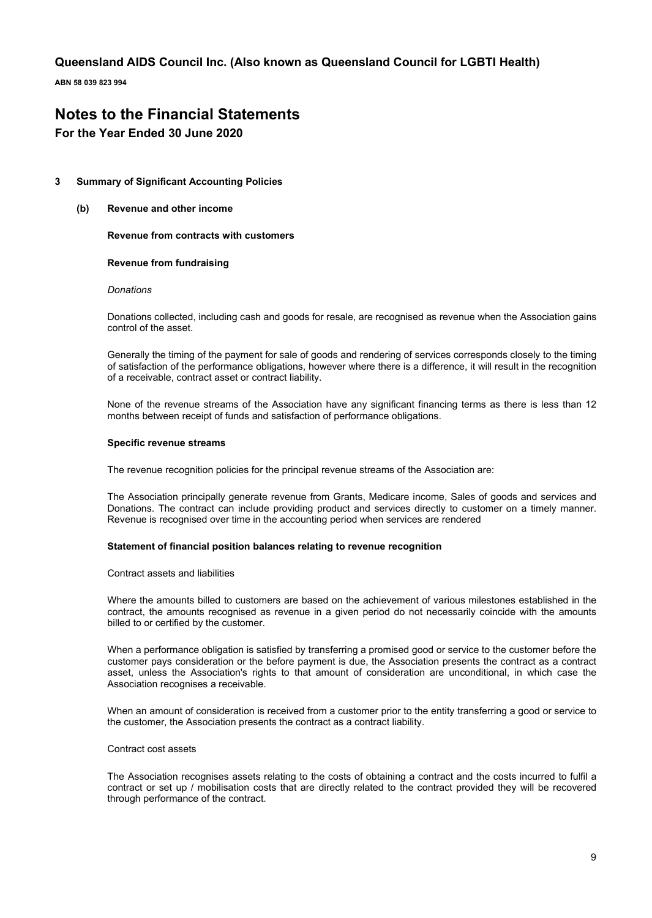# Queensland AIDS Council Inc. (Also known as Queensland Council for LGBTI Health)

**ABN 58 039 823 994**

# Notes to the Financial Statements

## For the Year Ended 30 June 2020

### 3 Summary of Significant Accounting Policies

#### (b) Revenue and other income

**Revenue from contracts with customers**

**Revenue from fundraising**

*Donations*

Donations collected, including cash and goods for resale, are recognised as revenue when the Association gains control of the asset.

Generally the timing of the payment for sale of goods and rendering of services corresponds closely to the timing of satisfaction of the performance obligations, however where there is a difference, it will result in the recognition of a receivable, contract asset or contract liability.

None of the revenue streams of the Association have any significant financing terms as there is less than 12 months between receipt of funds and satisfaction of performance obligations.

**Specific revenue streams**

The revenue recognition policies for the principal revenue streams of the Association are:

The Association principally generate revenue from Grants, Medicare income, Sales of goods and services and Donations. The contract can include providing product and services directly to customer on a timely manner. Revenue is recognised over time in the accounting period when services are rendered

**Statement of financial position balances relating to revenue recognition**

Contract assets and liabilities

Where the amounts billed to customers are based on the achievement of various milestones established in the contract, the amounts recognised as revenue in a given period do not necessarily coincide with the amounts billed to or certified by the customer.

When a performance obligation is satisfied by transferring a promised good or service to the customer before the customer pays consideration or the before payment is due, the Association presents the contract as a contract asset, unless the Association's rights to that amount of consideration are unconditional, in which case the Association recognises a receivable.

When an amount of consideration is received from a customer prior to the entity transferring a good or service to the customer, the Association presents the contract as a contract liability.

Contract cost assets

The Association recognises assets relating to the costs of obtaining a contract and the costs incurred to fulfil a contract or set up / mobilisation costs that are directly related to the contract provided they will be recovered through performance of the contract.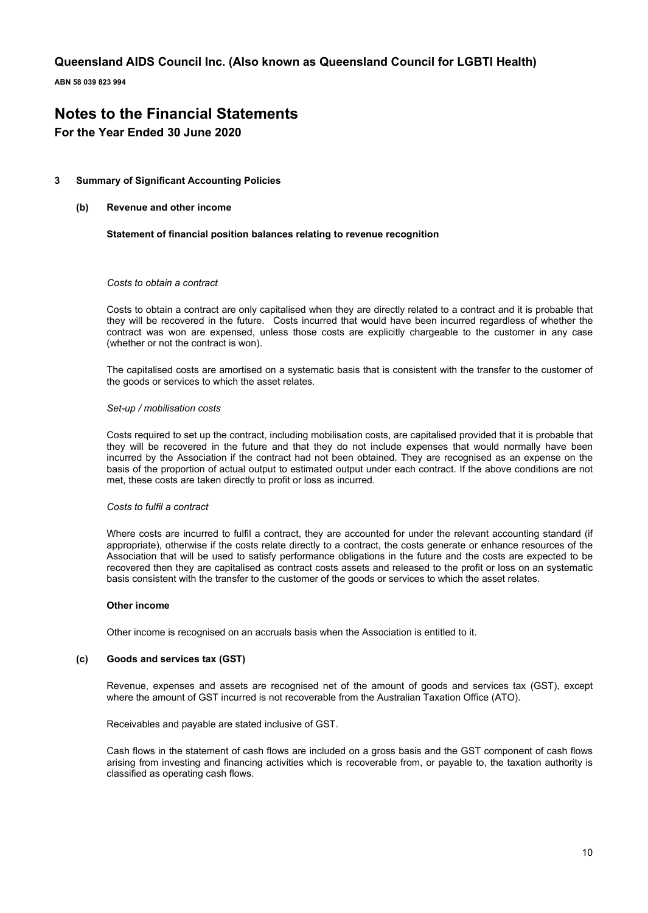### 3 Summary of Significant Accounting Policies

#### (b) Revenue and other income

**Statement of financial position balances relating to revenue recognition**

*Costs to obtain a contract*

Costs to obtain a contract are only capitalised when they are directly related to a contract and it is probable that they will be recovered in the future. Costs incurred that would have been incurred regardless of whether the contract was won are expensed, unless those costs are explicitly chargeable to the customer in any case (whether or not the contract is won).

The capitalised costs are amortised on a systematic basis that is consistent with the transfer to the customer of the goods or services to which the asset relates.

*Set-up / mobilisation costs*

Costs required to set up the contract, including mobilisation costs, are capitalised provided that it is probable that they will be recovered in the future and that they do not include expenses that would normally have been incurred by the Association if the contract had not been obtained. They are recognised as an expense on the basis of the proportion of actual output to estimated output under each contract. If the above conditions are not met, these costs are taken directly to profit or loss as incurred.

*Costs to fulfil a contract*

Where costs are incurred to fulfil a contract, they are accounted for under the relevant accounting standard (if appropriate), otherwise if the costs relate directly to a contract, the costs generate or enhance resources of the Association that will be used to satisfy performance obligations in the future and the costs are expected to be recovered then they are capitalised as contract costs assets and released to the profit or loss on an systematic basis consistent with the transfer to the customer of the goods or services to which the asset relates.

**Other income**

Other income is recognised on an accruals basis when the Association is entitled to it.

#### (c) Goods and services tax (GST)

Revenue, expenses and assets are recognised net of the amount of goods and services tax (GST), except where the amount of GST incurred is not recoverable from the Australian Taxation Office (ATO).

Receivables and payable are stated inclusive of GST.

Cash flows in the statement of cash flows are included on a gross basis and the GST component of cash flows arising from investing and financing activities which is recoverable from, or payable to, the taxation authority is classified as operating cash flows.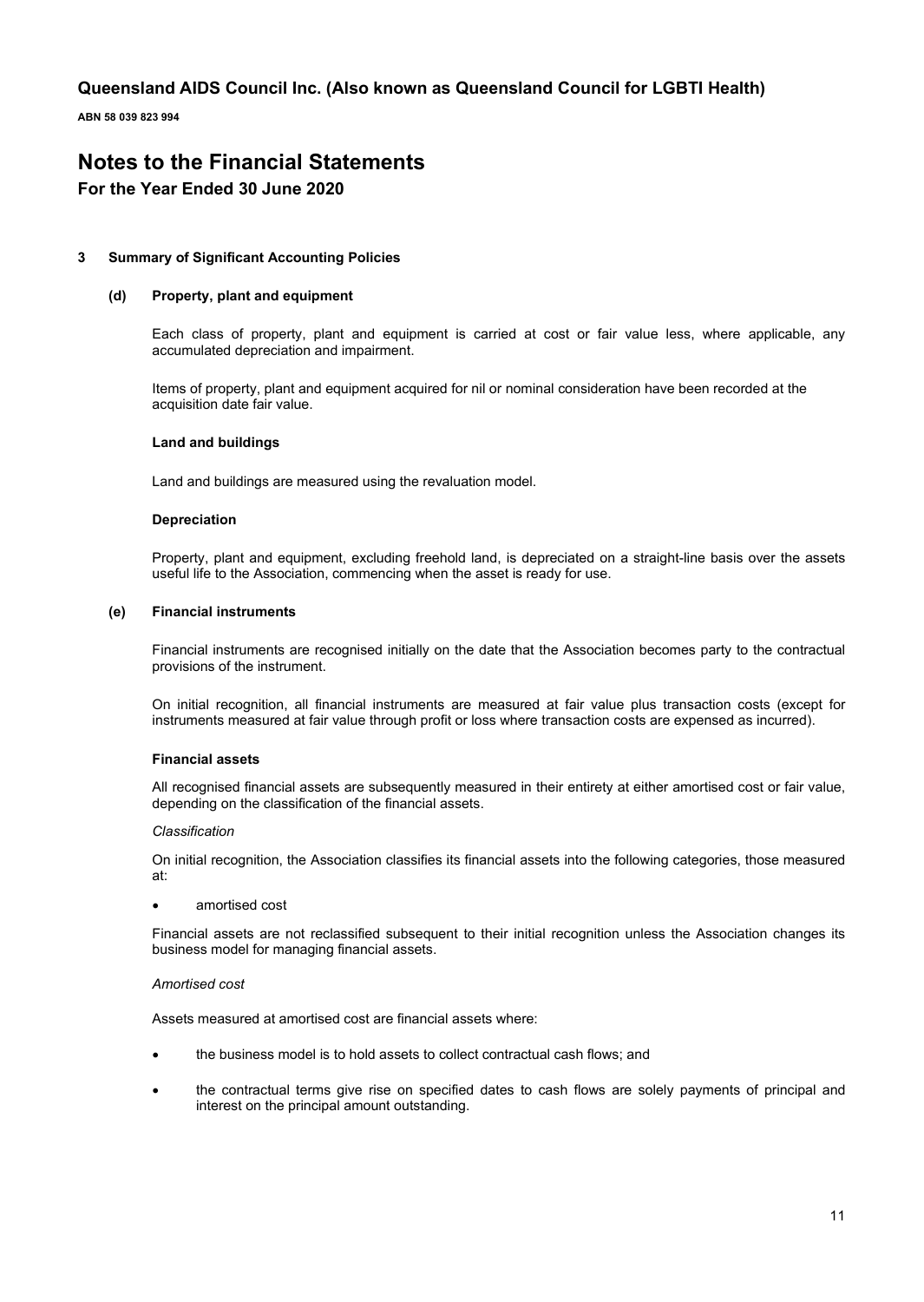# Queensland AIDS Council Inc. (Also known as Queensland Council for LGBTI Health)

**ABN 58 039 823 994**

# Notes to the Financial Statements

## For the Year Ended 30 June 2020

### 3 Summary of Significant Accounting Policies

#### (d) Property, plant and equipment

Each class of property, plant and equipment is carried at cost or fair value less, where applicable, any accumulated depreciation and impairment.

Items of property, plant and equipment acquired for nil or nominal consideration have been recorded at the acquisition date fair value.

**Land and buildings**

Land and buildings are measured using the revaluation model.

**Depreciation**

Property, plant and equipment, excluding freehold land, is depreciated on a straight-line basis over the assets useful life to the Association, commencing when the asset is ready for use.

#### (e) Financial instruments

Financial instruments are recognised initially on the date that the Association becomes party to the contractual provisions of the instrument.

On initial recognition, all financial instruments are measured at fair value plus transaction costs (except for instruments measured at fair value through profit or loss where transaction costs are expensed as incurred).

**Financial assets**

All recognised financial assets are subsequently measured in their entirety at either amortised cost or fair value, depending on the classification of the financial assets.

*Classification*

On initial recognition, the Association classifies its financial assets into the following categories, those measured at:

- amortised cost

Financial assets are not reclassified subsequent to their initial recognition unless the Association changes its business model for managing financial assets.

*Amortised cost*

Assets measured at amortised cost are financial assets where:

- the business model is to hold assets to collect contractual cash flows; and
- the contractual terms give rise on specified dates to cash flows are solely payments of principal and interest on the principal amount outstanding.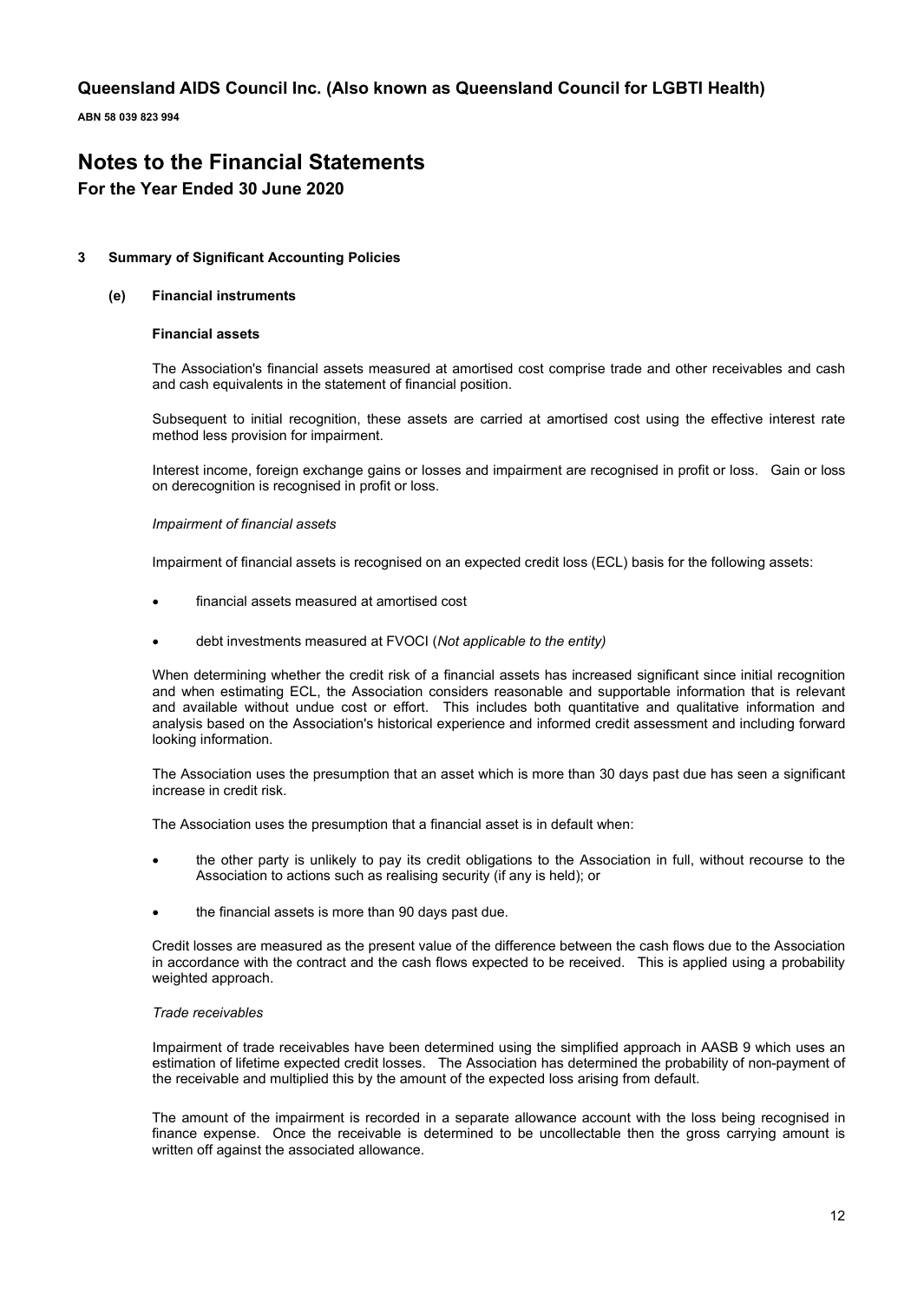# Queensland AIDS Council Inc. (Also known as Queensland Council for LGBTI Health)

**ABN 58 039 823 994**

# Notes to the Financial Statements

## For the Year Ended 30 June 2020

### 3 Summary of Significant Accounting Policies

#### (e) Financial instruments

**Financial assets**

The Association's financial assets measured at amortised cost comprise trade and other receivables and cash and cash equivalents in the statement of financial position.

Subsequent to initial recognition, these assets are carried at amortised cost using the effective interest rate method less provision for impairment.

Interest income, foreign exchange gains or losses and impairment are recognised in profit or loss. Gain or loss on derecognition is recognised in profit or loss.

*Impairment of financial assets*

Impairment of financial assets is recognised on an expected credit loss (ECL) basis for the following assets:

- financial assets measured at amortised cost
- debt investments measured at FVOCI (*Not applicable to the entity)*

When determining whether the credit risk of a financial assets has increased significant since initial recognition and when estimating ECL, the Association considers reasonable and supportable information that is relevant and available without undue cost or effort. This includes both quantitative and qualitative information and analysis based on the Association's historical experience and informed credit assessment and including forward looking information.

The Association uses the presumption that an asset which is more than 30 days past due has seen a significant increase in credit risk.

The Association uses the presumption that a financial asset is in default when:

- the other party is unlikely to pay its credit obligations to the Association in full, without recourse to the Association to actions such as realising security (if any is held); or
- the financial assets is more than 90 days past due.

Credit losses are measured as the present value of the difference between the cash flows due to the Association in accordance with the contract and the cash flows expected to be received. This is applied using a probability weighted approach.

*Trade receivables*

Impairment of trade receivables have been determined using the simplified approach in AASB 9 which uses an estimation of lifetime expected credit losses. The Association has determined the probability of non-payment of the receivable and multiplied this by the amount of the expected loss arising from default.

The amount of the impairment is recorded in a separate allowance account with the loss being recognised in finance expense. Once the receivable is determined to be uncollectable then the gross carrying amount is written off against the associated allowance.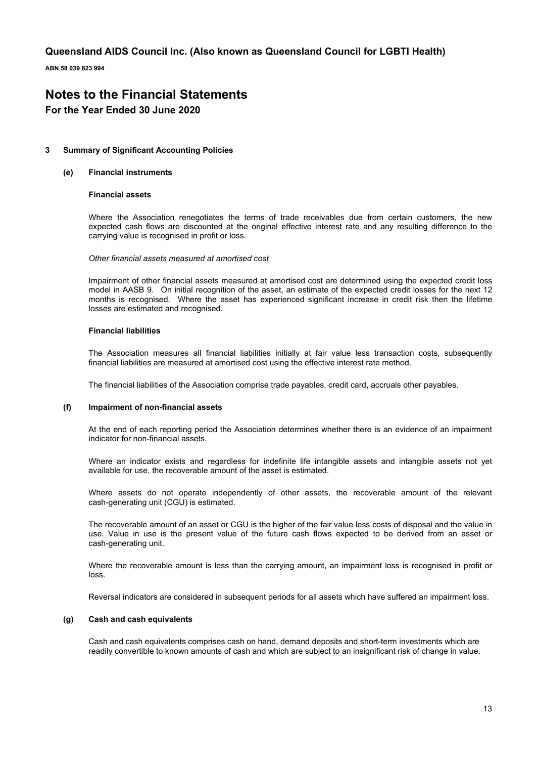# Queensland AIDS Council Inc. (Also known as Queensland Council for LGBTI Health)

**ABN 58 039 823 994**

# Notes to the Financial Statements

## For the Year Ended 30 June 2020

### 3 Summary of Significant Accounting Policies

#### (e) Financial instruments

**Financial assets**

Where the Association renegotiates the terms of trade receivables due from certain customers, the new expected cash flows are discounted at the original effective interest rate and any resulting difference to the carrying value is recognised in profit or loss.

*Other financial assets measured at amortised cost*

Impairment of other financial assets measured at amortised cost are determined using the expected credit loss model in AASB 9. On initial recognition of the asset, an estimate of the expected credit losses for the next 12 months is recognised. Where the asset has experienced significant increase in credit risk then the lifetime losses are estimated and recognised.

**Financial liabilities**

The Association measures all financial liabilities initially at fair value less transaction costs, subsequently financial liabilities are measured at amortised cost using the effective interest rate method.

The financial liabilities of the Association comprise trade payables, credit card, accruals other payables.

#### (f) Impairment of non-financial assets

At the end of each reporting period the Association determines whether there is an evidence of an impairment indicator for non-financial assets.

Where an indicator exists and regardless for indefinite life intangible assets and intangible assets not yet available for use, the recoverable amount of the asset is estimated.

Where assets do not operate independently of other assets, the recoverable amount of the relevant cash-generating unit (CGU) is estimated.

The recoverable amount of an asset or CGU is the higher of the fair value less costs of disposal and the value in use. Value in use is the present value of the future cash flows expected to be derived from an asset or cash-generating unit.

Where the recoverable amount is less than the carrying amount, an impairment loss is recognised in profit or loss.

Reversal indicators are considered in subsequent periods for all assets which have suffered an impairment loss.

#### (g) Cash and cash equivalents

Cash and cash equivalents comprises cash on hand, demand deposits and short-term investments which are readily convertible to known amounts of cash and which are subject to an insignificant risk of change in value.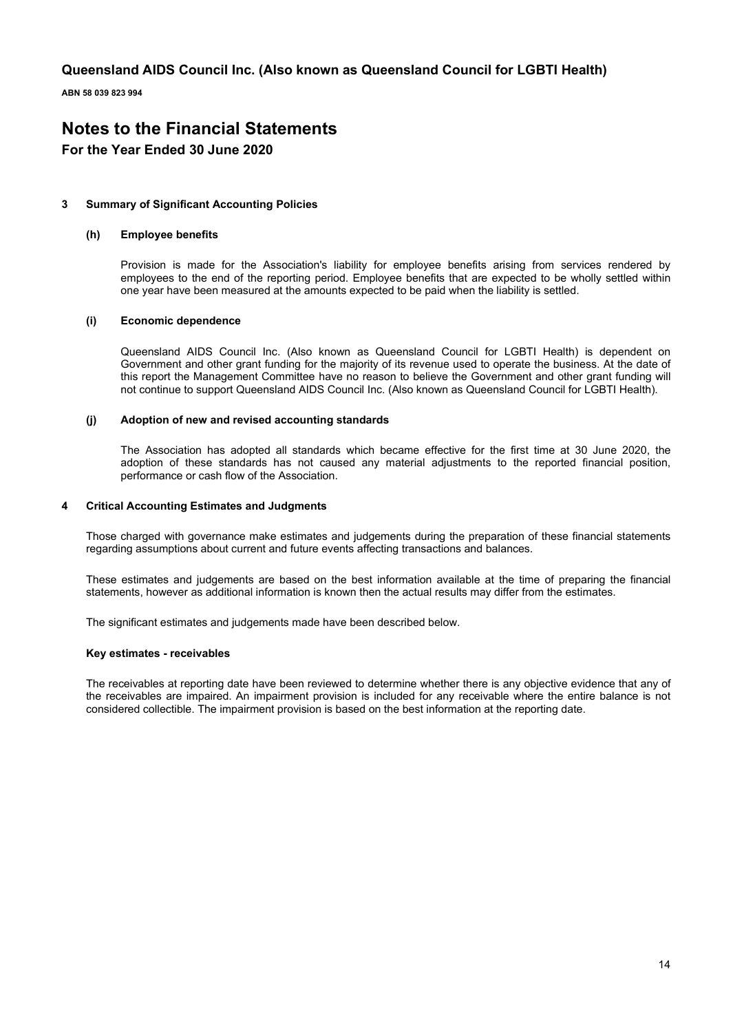# Queensland AIDS Council Inc. (Also known as Queensland Council for LGBTI Health)

**ABN 58 039 823 994**

# Notes to the Financial Statements

## For the Year Ended 30 June 2020

### 3 Summary of Significant Accounting Policies

#### (h) Employee benefits

Provision is made for the Association's liability for employee benefits arising from services rendered by employees to the end of the reporting period. Employee benefits that are expected to be wholly settled within one year have been measured at the amounts expected to be paid when the liability is settled.

#### (i) Economic dependence

Queensland AIDS Council Inc. (Also known as Queensland Council for LGBTI Health) is dependent on Government and other grant funding for the majority of its revenue used to operate the business. At the date of this report the Management Committee have no reason to believe the Government and other grant funding will not continue to support Queensland AIDS Council Inc. (Also known as Queensland Council for LGBTI Health).

#### (j) Adoption of new and revised accounting standards

The Association has adopted all standards which became effective for the first time at 30 June 2020, the adoption of these standards has not caused any material adjustments to the reported financial position, performance or cash flow of the Association.

### 4 Critical Accounting Estimates and Judgments

Those charged with governance make estimates and judgements during the preparation of these financial statements regarding assumptions about current and future events affecting transactions and balances.

These estimates and judgements are based on the best information available at the time of preparing the financial statements, however as additional information is known then the actual results may differ from the estimates.

The significant estimates and judgements made have been described below.

**Key estimates - receivables**

The receivables at reporting date have been reviewed to determine whether there is any objective evidence that any of the receivables are impaired. An impairment provision is included for any receivable where the entire balance is not considered collectible. The impairment provision is based on the best information at the reporting date.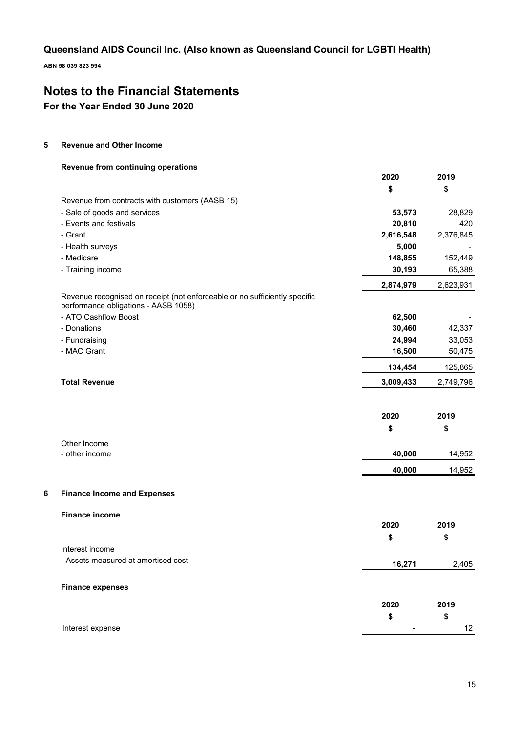# Queensland AIDS Council Inc. (Also known as Queensland Council for LGBTI Health)

**ABN 58 039 823 994**

## Notes to the Financial Statements

### For the Year Ended 30 June 2020

#### 5 Revenue and Other Income

**Revenue from continuing operations**

| | 2020 | 2019 |
|---|---|---|
| | $ | $ |
| Revenue from contracts with customers (AASB 15) | | |
| - Sale of goods and services | **53,573** | 28,829 |
| - Events and festivals | **20,810** | 420 |
| - Grant | **2,616,548** | 2,376,845 |
| - Health surveys | **5,000** | - |
| - Medicare | **148,855** | 152,449 |
| - Training income | **30,193** | 65,388 |
| | **2,874,979** | 2,623,931 |
| Revenue recognised on receipt (not enforceable or no sufficiently specific performance obligations - AASB 1058) | | |
| - ATO Cashflow Boost | **62,500** | - |
| - Donations | **30,460** | 42,337 |
| - Fundraising | **24,994** | 33,053 |
| - MAC Grant | **16,500** | 50,475 |
| | **134,454** | 125,865 |
| **Total Revenue** | **3,009,433** | 2,749,796 |

| | 2020 | 2019 |
|---|---|---|
| | $ | $ |
| Other Income | | |
| - other income | **40,000** | 14,952 |
| | **40,000** | 14,952 |

#### 6 Finance Income and Expenses

**Finance income**

| | 2020 | 2019 |
|---|---|---|
| | $ | $ |
| Interest income | | |
| - Assets measured at amortised cost | **16,271** | 2,405 |

**Finance expenses**

| | 2020 | 2019 |
|---|---|---|
| | $ | $ |
| Interest expense | **-** | 12 |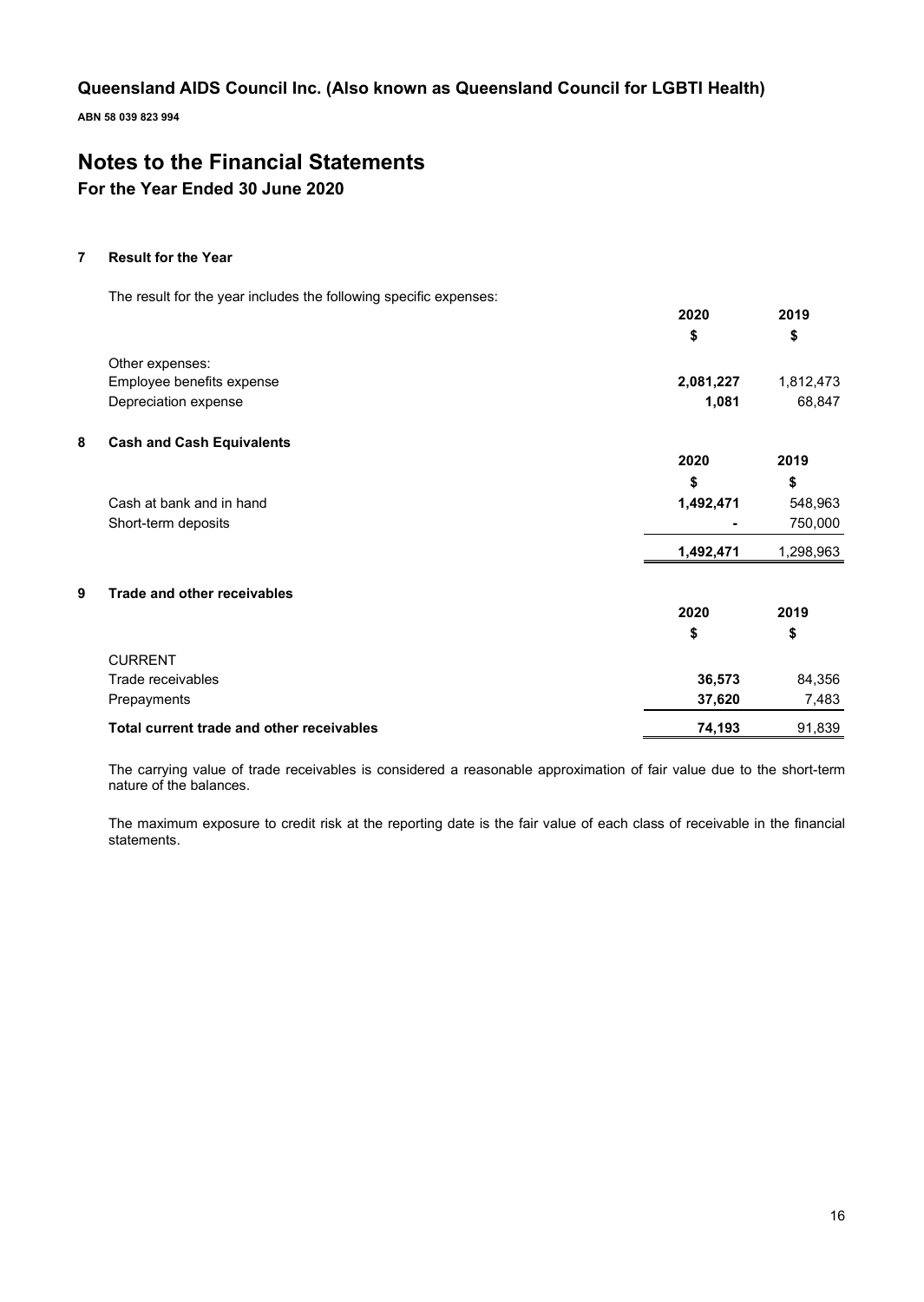## Queensland AIDS Council Inc. (Also known as Queensland Council for LGBTI Health)

**ABN 58 039 823 994**

# Notes to the Financial Statements

### For the Year Ended 30 June 2020

### 7 Result for the Year

The result for the year includes the following specific expenses:

| | 2020 | 2019 |
|---|---|---|
| | $ | $ |
| Other expenses: | | |
| Employee benefits expense | **2,081,227** | 1,812,473 |
| Depreciation expense | **1,081** | 68,847 |

### 8 Cash and Cash Equivalents

| | 2020 | 2019 |
|---|---|---|
| | $ | $ |
| Cash at bank and in hand | **1,492,471** | 548,963 |
| Short-term deposits | **-** | 750,000 |
| | **1,492,471** | 1,298,963 |

### 9 Trade and other receivables

| | 2020 | 2019 |
|---|---|---|
| | $ | $ |
| CURRENT | | |
| Trade receivables | **36,573** | 84,356 |
| Prepayments | **37,620** | 7,483 |
| **Total current trade and other receivables** | **74,193** | 91,839 |

The carrying value of trade receivables is considered a reasonable approximation of fair value due to the short-term nature of the balances.

The maximum exposure to credit risk at the reporting date is the fair value of each class of receivable in the financial statements.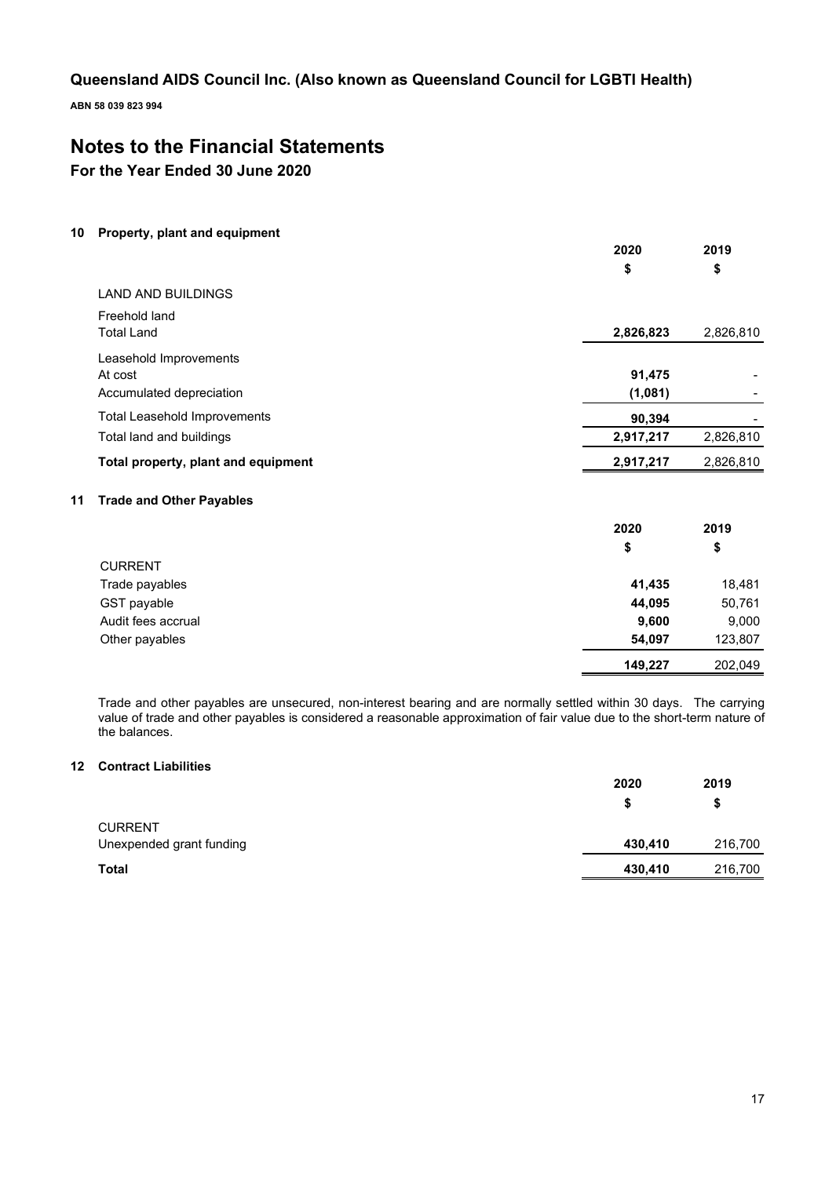# Queensland AIDS Council Inc. (Also known as Queensland Council for LGBTI Health)

**ABN 58 039 823 994**

# Notes to the Financial Statements

## For the Year Ended 30 June 2020

### 10 Property, plant and equipment

| | 2020 | 2019 |
|---|---|---|
| | $ | $ |
| LAND AND BUILDINGS | | |
| Freehold land | | |
| Total Land | **2,826,823** | 2,826,810 |
| Leasehold Improvements | | |
| At cost | **91,475** | - |
| Accumulated depreciation | **(1,081)** | - |
| Total Leasehold Improvements | **90,394** | - |
| Total land and buildings | **2,917,217** | 2,826,810 |
| **Total property, plant and equipment** | **2,917,217** | 2,826,810 |

### 11 Trade and Other Payables

| | 2020 | 2019 |
|---|---|---|
| | $ | $ |
| CURRENT | | |
| Trade payables | **41,435** | 18,481 |
| GST payable | **44,095** | 50,761 |
| Audit fees accrual | **9,600** | 9,000 |
| Other payables | **54,097** | 123,807 |
| | **149,227** | 202,049 |

Trade and other payables are unsecured, non-interest bearing and are normally settled within 30 days. The carrying value of trade and other payables is considered a reasonable approximation of fair value due to the short-term nature of the balances.

### 12 Contract Liabilities

| | 2020 | 2019 |
|---|---|---|
| | $ | $ |
| CURRENT | | |
| Unexpended grant funding | **430,410** | 216,700 |
| **Total** | **430,410** | 216,700 |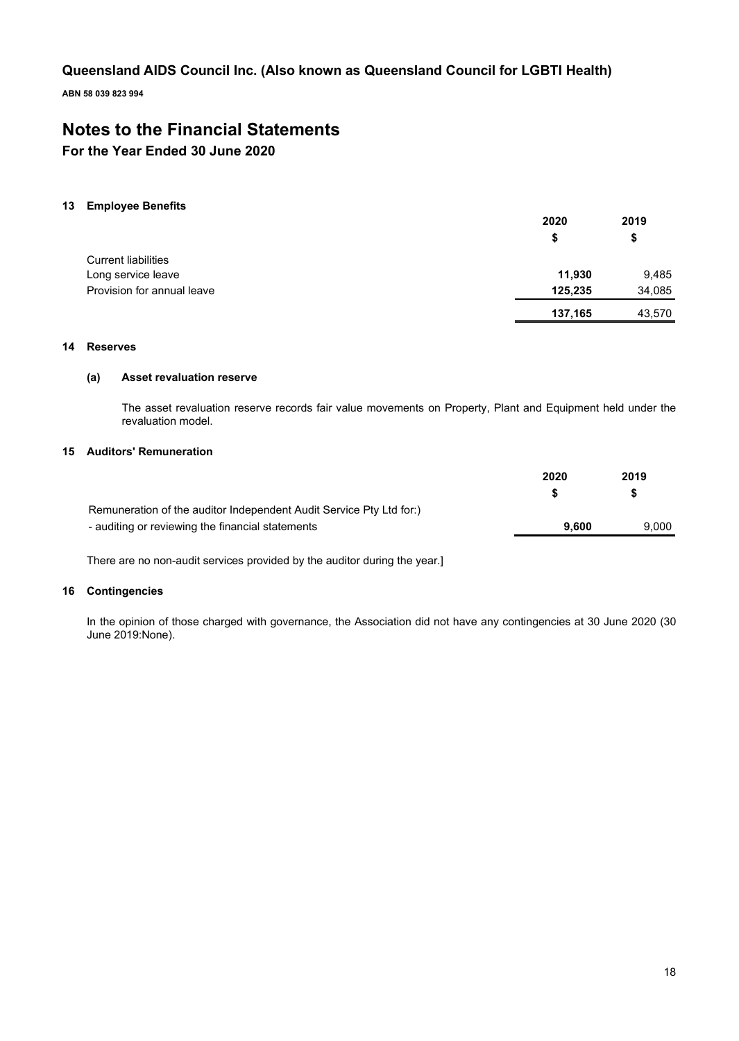# Queensland AIDS Council Inc. (Also known as Queensland Council for LGBTI Health)

**ABN 58 039 823 994**

# Notes to the Financial Statements

## For the Year Ended 30 June 2020

### 13 Employee Benefits

| | 2020 | 2019 |
|---|---|---|
| | $ | $ |
| Current liabilities | | |
| Long service leave | **11,930** | 9,485 |
| Provision for annual leave | **125,235** | 34,085 |
| | **137,165** | 43,570 |

### 14 Reserves

#### (a) Asset revaluation reserve

The asset revaluation reserve records fair value movements on Property, Plant and Equipment held under the revaluation model.

### 15 Auditors' Remuneration

| | 2020 | 2019 |
|---|---|---|
| | $ | $ |
| Remuneration of the auditor Independent Audit Service Pty Ltd for:) | | |
| - auditing or reviewing the financial statements | **9,600** | 9,000 |

There are no non-audit services provided by the auditor during the year.]

### 16 Contingencies

In the opinion of those charged with governance, the Association did not have any contingencies at 30 June 2020 (30 June 2019:None).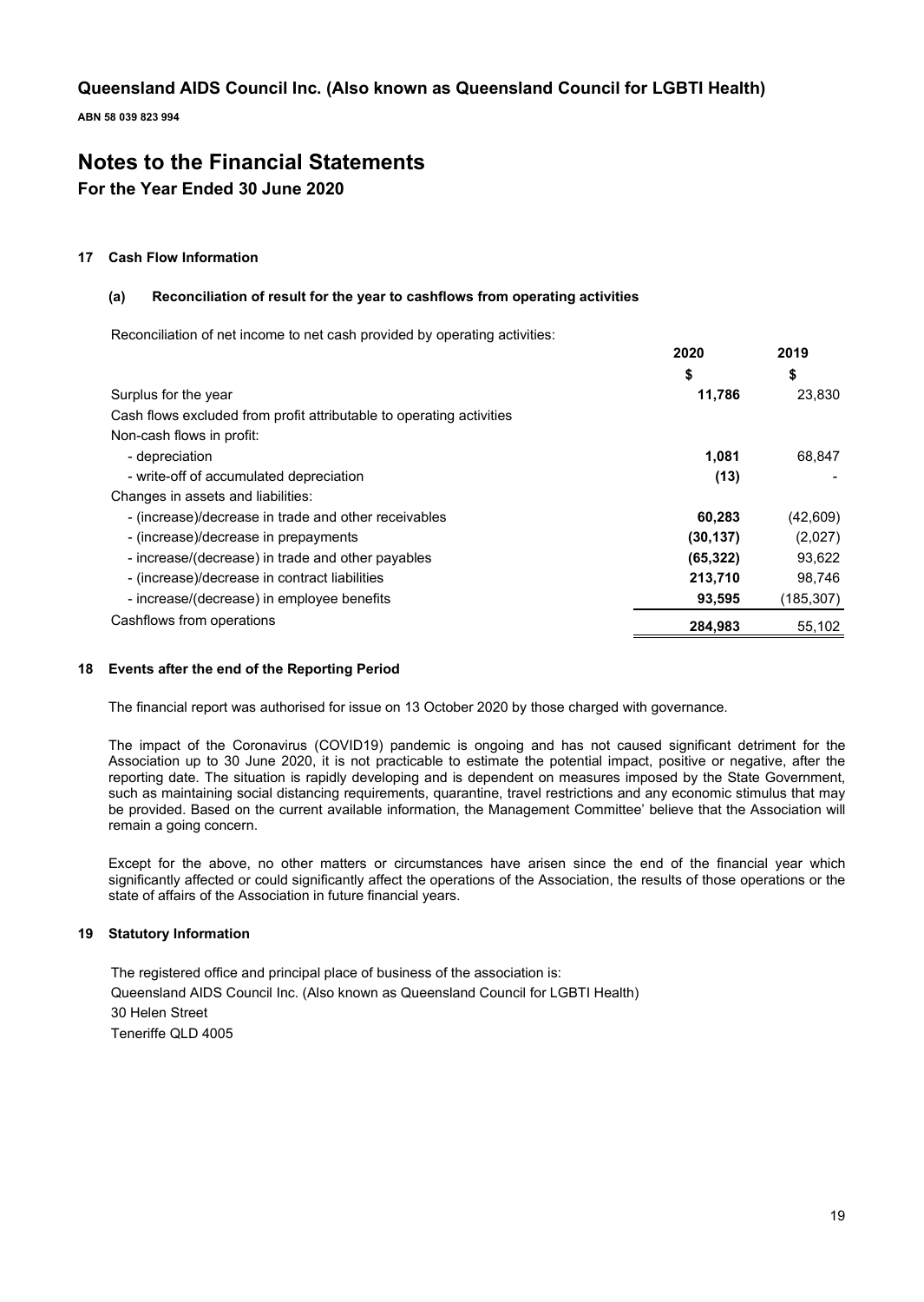# Queensland AIDS Council Inc. (Also known as Queensland Council for LGBTI Health)

**ABN 58 039 823 994**

# Notes to the Financial Statements

## For the Year Ended 30 June 2020

### 17 Cash Flow Information

#### (a) Reconciliation of result for the year to cashflows from operating activities

Reconciliation of net income to net cash provided by operating activities:

| | 2020 | 2019 |
|---|---|---|
| | $ | $ |
| Surplus for the year | **11,786** | 23,830 |
| Cash flows excluded from profit attributable to operating activities | | |
| Non-cash flows in profit: | | |
| - depreciation | **1,081** | 68,847 |
| - write-off of accumulated depreciation | **(13)** | - |
| Changes in assets and liabilities: | | |
| - (increase)/decrease in trade and other receivables | **60,283** | (42,609) |
| - (increase)/decrease in prepayments | **(30,137)** | (2,027) |
| - increase/(decrease) in trade and other payables | **(65,322)** | 93,622 |
| - (increase)/decrease in contract liabilities | **213,710** | 98,746 |
| - increase/(decrease) in employee benefits | **93,595** | (185,307) |
| Cashflows from operations | **284,983** | 55,102 |

### 18 Events after the end of the Reporting Period

The financial report was authorised for issue on 13 October 2020 by those charged with governance.

The impact of the Coronavirus (COVID19) pandemic is ongoing and has not caused significant detriment for the Association up to 30 June 2020, it is not practicable to estimate the potential impact, positive or negative, after the reporting date. The situation is rapidly developing and is dependent on measures imposed by the State Government, such as maintaining social distancing requirements, quarantine, travel restrictions and any economic stimulus that may be provided. Based on the current available information, the Management Committee' believe that the Association will remain a going concern.

Except for the above, no other matters or circumstances have arisen since the end of the financial year which significantly affected or could significantly affect the operations of the Association, the results of those operations or the state of affairs of the Association in future financial years.

### 19 Statutory Information

The registered office and principal place of business of the association is:
Queensland AIDS Council Inc. (Also known as Queensland Council for LGBTI Health)
30 Helen Street
Teneriffe QLD 4005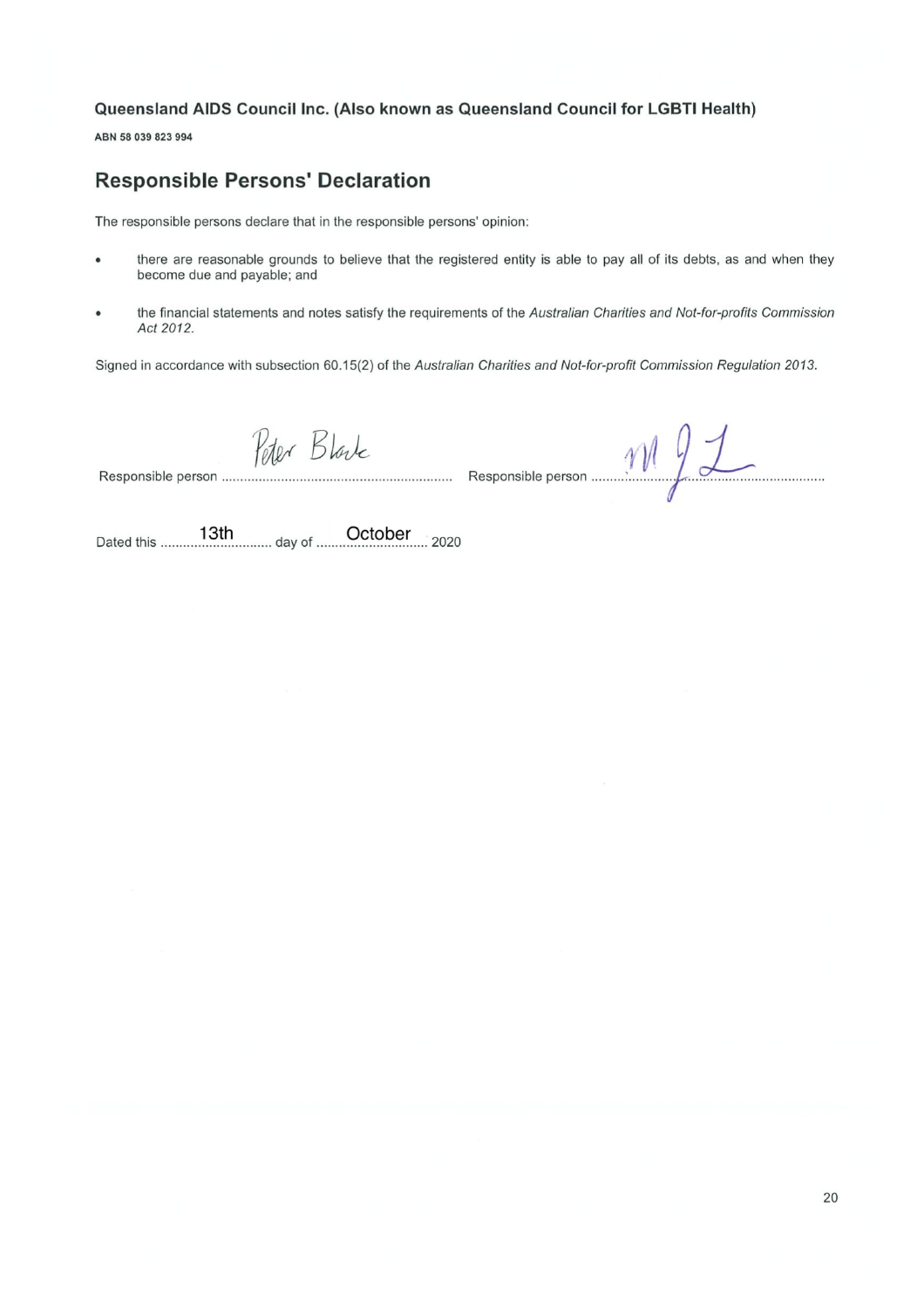**Queensland AIDS Council Inc. (Also known as Queensland Council for LGBTI Health)**

**ABN 58 039 823 994**

## Responsible Persons' Declaration

The responsible persons declare that in the responsible persons' opinion:

- there are reasonable grounds to believe that the registered entity is able to pay all of its debts, as and when they become due and payable; and
- the financial statements and notes satisfy the requirements of the *Australian Charities and Not-for-profits Commission Act 2012.*

Signed in accordance with subsection 60.15(2) of the *Australian Charities and Not-for-profit Commission Regulation 2013.*

Responsible person ............Peter Blake............ Responsible person ............................................

Dated this ......13th...... day of ......October...... 2020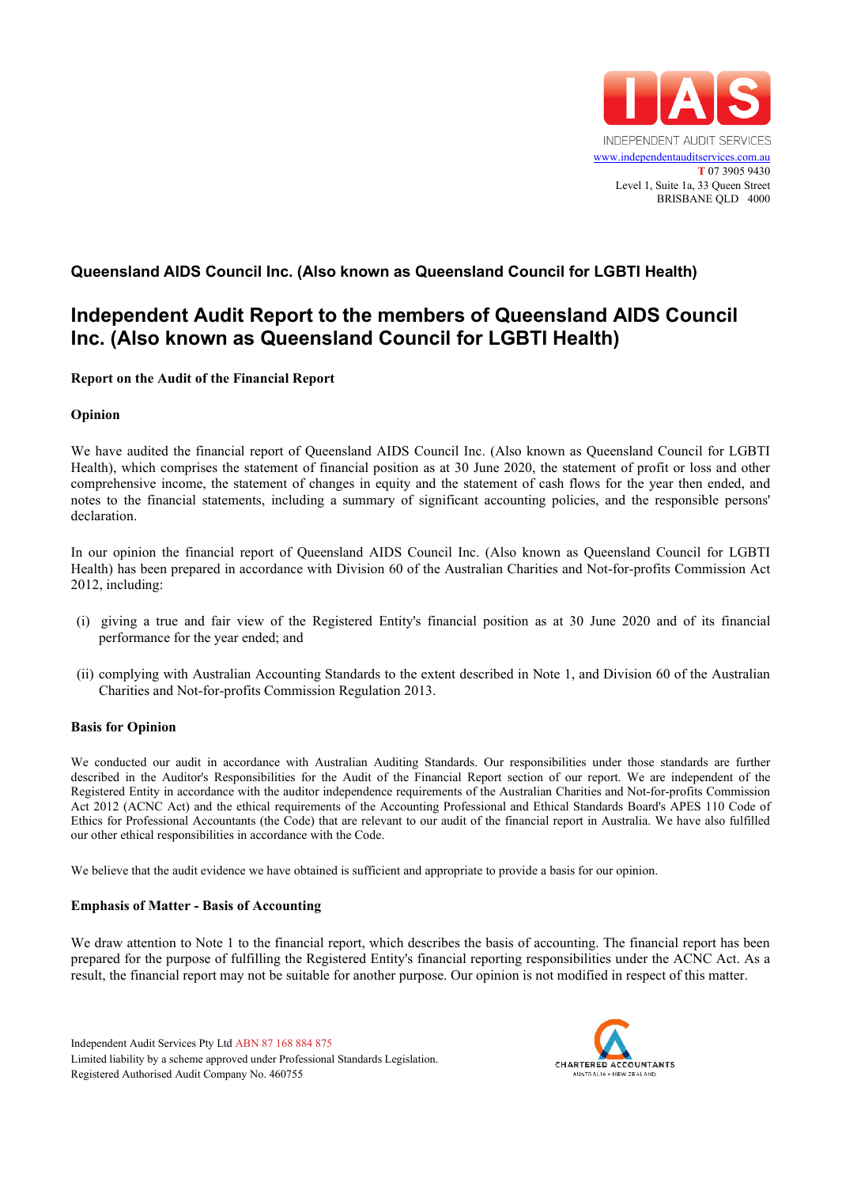INDEPENDENT AUDIT SERVICES
www.independentauditservices.com.au
T 07 3905 9430
Level 1, Suite 1a, 33 Queen Street
BRISBANE QLD 4000

**Queensland AIDS Council Inc. (Also known as Queensland Council for LGBTI Health)**

# Independent Audit Report to the members of Queensland AIDS Council Inc. (Also known as Queensland Council for LGBTI Health)

**Report on the Audit of the Financial Report**

**Opinion**

We have audited the financial report of Queensland AIDS Council Inc. (Also known as Queensland Council for LGBTI Health), which comprises the statement of financial position as at 30 June 2020, the statement of profit or loss and other comprehensive income, the statement of changes in equity and the statement of cash flows for the year then ended, and notes to the financial statements, including a summary of significant accounting policies, and the responsible persons' declaration.

In our opinion the financial report of Queensland AIDS Council Inc. (Also known as Queensland Council for LGBTI Health) has been prepared in accordance with Division 60 of the Australian Charities and Not-for-profits Commission Act 2012, including:

(i) giving a true and fair view of the Registered Entity's financial position as at 30 June 2020 and of its financial performance for the year ended; and

(ii) complying with Australian Accounting Standards to the extent described in Note 1, and Division 60 of the Australian Charities and Not-for-profits Commission Regulation 2013.

**Basis for Opinion**

We conducted our audit in accordance with Australian Auditing Standards. Our responsibilities under those standards are further described in the Auditor's Responsibilities for the Audit of the Financial Report section of our report. We are independent of the Registered Entity in accordance with the auditor independence requirements of the Australian Charities and Not-for-profits Commission Act 2012 (ACNC Act) and the ethical requirements of the Accounting Professional and Ethical Standards Board's APES 110 Code of Ethics for Professional Accountants (the Code) that are relevant to our audit of the financial report in Australia. We have also fulfilled our other ethical responsibilities in accordance with the Code.

We believe that the audit evidence we have obtained is sufficient and appropriate to provide a basis for our opinion.

**Emphasis of Matter - Basis of Accounting**

We draw attention to Note 1 to the financial report, which describes the basis of accounting. The financial report has been prepared for the purpose of fulfilling the Registered Entity's financial reporting responsibilities under the ACNC Act. As a result, the financial report may not be suitable for another purpose. Our opinion is not modified in respect of this matter.

Independent Audit Services Pty Ltd ABN 87 168 884 875
Limited liability by a scheme approved under Professional Standards Legislation.
Registered Authorised Audit Company No. 460755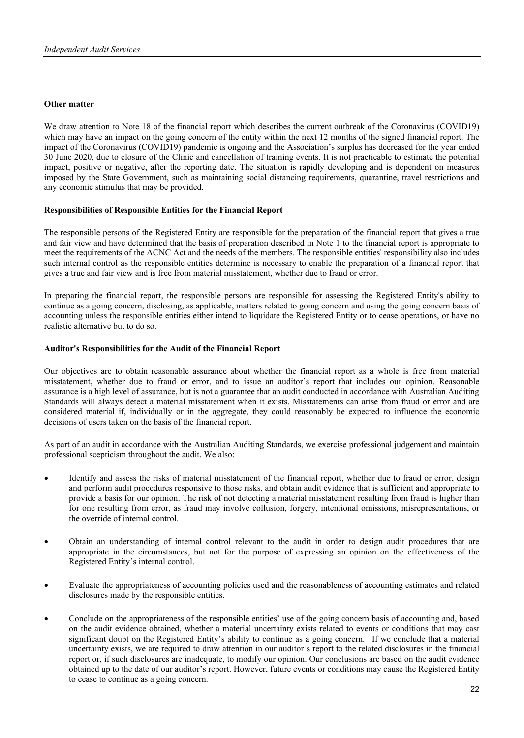### Other matter

We draw attention to Note 18 of the financial report which describes the current outbreak of the Coronavirus (COVID19) which may have an impact on the going concern of the entity within the next 12 months of the signed financial report. The impact of the Coronavirus (COVID19) pandemic is ongoing and the Association's surplus has decreased for the year ended 30 June 2020, due to closure of the Clinic and cancellation of training events. It is not practicable to estimate the potential impact, positive or negative, after the reporting date. The situation is rapidly developing and is dependent on measures imposed by the State Government, such as maintaining social distancing requirements, quarantine, travel restrictions and any economic stimulus that may be provided.

### Responsibilities of Responsible Entities for the Financial Report

The responsible persons of the Registered Entity are responsible for the preparation of the financial report that gives a true and fair view and have determined that the basis of preparation described in Note 1 to the financial report is appropriate to meet the requirements of the ACNC Act and the needs of the members. The responsible entities' responsibility also includes such internal control as the responsible entities determine is necessary to enable the preparation of a financial report that gives a true and fair view and is free from material misstatement, whether due to fraud or error.

In preparing the financial report, the responsible persons are responsible for assessing the Registered Entity's ability to continue as a going concern, disclosing, as applicable, matters related to going concern and using the going concern basis of accounting unless the responsible entities either intend to liquidate the Registered Entity or to cease operations, or have no realistic alternative but to do so.

### Auditor's Responsibilities for the Audit of the Financial Report

Our objectives are to obtain reasonable assurance about whether the financial report as a whole is free from material misstatement, whether due to fraud or error, and to issue an auditor's report that includes our opinion. Reasonable assurance is a high level of assurance, but is not a guarantee that an audit conducted in accordance with Australian Auditing Standards will always detect a material misstatement when it exists. Misstatements can arise from fraud or error and are considered material if, individually or in the aggregate, they could reasonably be expected to influence the economic decisions of users taken on the basis of the financial report.

As part of an audit in accordance with the Australian Auditing Standards, we exercise professional judgement and maintain professional scepticism throughout the audit. We also:

- Identify and assess the risks of material misstatement of the financial report, whether due to fraud or error, design and perform audit procedures responsive to those risks, and obtain audit evidence that is sufficient and appropriate to provide a basis for our opinion. The risk of not detecting a material misstatement resulting from fraud is higher than for one resulting from error, as fraud may involve collusion, forgery, intentional omissions, misrepresentations, or the override of internal control.

- Obtain an understanding of internal control relevant to the audit in order to design audit procedures that are appropriate in the circumstances, but not for the purpose of expressing an opinion on the effectiveness of the Registered Entity's internal control.

- Evaluate the appropriateness of accounting policies used and the reasonableness of accounting estimates and related disclosures made by the responsible entities.

- Conclude on the appropriateness of the responsible entities' use of the going concern basis of accounting and, based on the audit evidence obtained, whether a material uncertainty exists related to events or conditions that may cast significant doubt on the Registered Entity's ability to continue as a going concern. If we conclude that a material uncertainty exists, we are required to draw attention in our auditor's report to the related disclosures in the financial report or, if such disclosures are inadequate, to modify our opinion. Our conclusions are based on the audit evidence obtained up to the date of our auditor's report. However, future events or conditions may cause the Registered Entity to cease to continue as a going concern.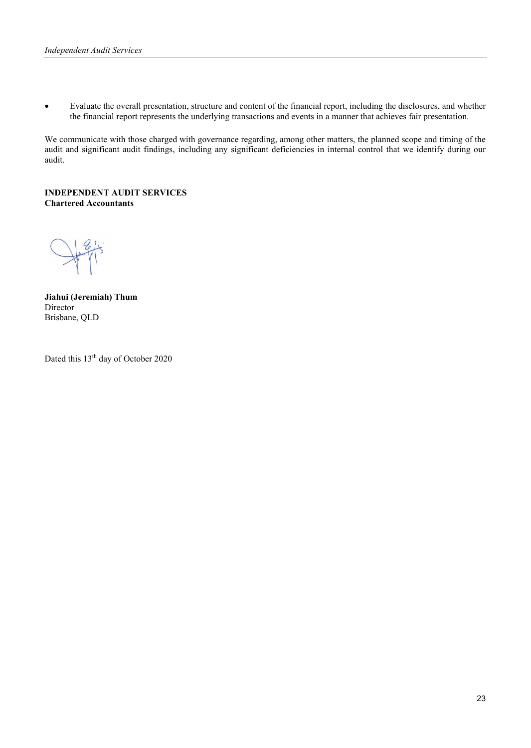- Evaluate the overall presentation, structure and content of the financial report, including the disclosures, and whether the financial report represents the underlying transactions and events in a manner that achieves fair presentation.

We communicate with those charged with governance regarding, among other matters, the planned scope and timing of the audit and significant audit findings, including any significant deficiencies in internal control that we identify during our audit.

**INDEPENDENT AUDIT SERVICES**
**Chartered Accountants**

**Jiahui (Jeremiah) Thum**
Director
Brisbane, QLD

Dated this 13th day of October 2020